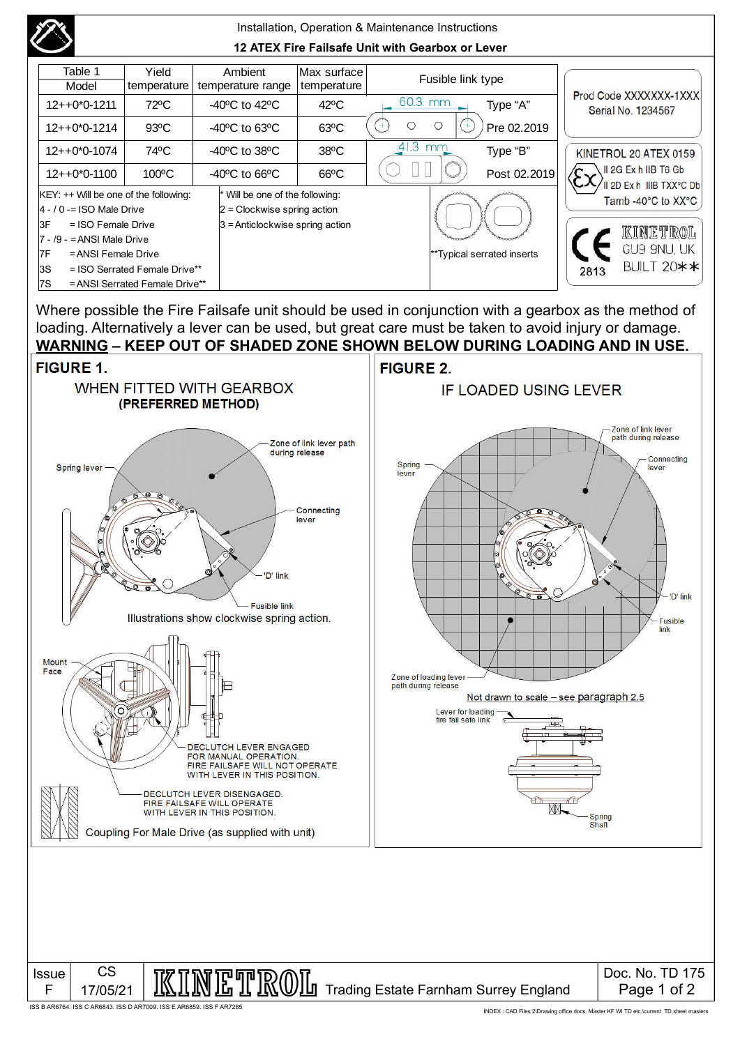Installation, Operation & Maintenance Instructions

**12 ATEX Fire Failsafe Unit with Gearbox or Lever**

| Table 1 Model | Yield temperature | Ambient temperature range | Max surface temperature | Fusible link type | |
|---|---|---|---|---|---|
| 12++0*0-1211 | 72ºC | -40ºC to 42ºC | 42ºC | 60.3 mm | Type "A" |
| 12++0*0-1214 | 93ºC | -40ºC to 63ºC | 63ºC | | Pre 02.2019 |
| 12++0*0-1074 | 74ºC | -40ºC to 38ºC | 38ºC | 41.3 mm | Type "B" |
| 12++0*0-1100 | 100ºC | -40ºC to 66ºC | 66ºC | | Post 02.2019 |

KEY: ++ Will be one of the following:
- 4 - / 0 -= ISO Male Drive
- 3F = ISO Female Drive
- 7 - /9 - = ANSI Male Drive
- 7F = ANSI Female Drive
- 3S = ISO Serrated Female Drive**
- 7S = ANSI Serrated Female Drive**

\* Will be one of the following:
- 2 = Clockwise spring action
- 3 = Anticlockwise spring action

**Typical serrated inserts

Prod Code XXXXXXX-1XXX
Serial No. 1234567

KINETROL 20 ATEX 0159
II 2G Ex h IIB T6 Gb
II 2D Ex h IIIB TXX°C Db
Tamb -40°C to XX°C

KINETROL GU9 9NU, UK
2813 BUILT 20**

Where possible the Fire Failsafe unit should be used in conjunction with a gearbox as the method of loading. Alternatively a lever can be used, but great care must be taken to avoid injury or damage.

**WARNING – KEEP OUT OF SHADED ZONE SHOWN BELOW DURING LOADING AND IN USE.**

**FIGURE 1.**

WHEN FITTED WITH GEARBOX
**(PREFERRED METHOD)**

Spring lever
Zone of link lever path during release
Connecting lever
'D' link
Fusible link

Illustrations show clockwise spring action.

Mount Face

DECLUTCH LEVER ENGAGED FOR MANUAL OPERATION. FIRE FAILSAFE WILL NOT OPERATE WITH LEVER IN THIS POSITION.

DECLUTCH LEVER DISENGAGED. FIRE FAILSAFE WILL OPERATE WITH LEVER IN THIS POSITION.

Coupling For Male Drive (as supplied with unit)

**FIGURE 2.**

IF LOADED USING LEVER

Zone of link lever path during release
Spring lever
Connecting lever
'D' link
Fusible link
Zone of loading lever path during release

Not drawn to scale – see paragraph 2.5

Lever for loading fire fail safe link

Spring Shaft

| Issue | CS | KINETROL Trading Estate Farnham Surrey England | Doc. No. TD 175 |
|---|---|---|---|
| F | 17/05/21 | | |

ISS B AR6764. ISS C AR6843. ISS D AR7009. ISS E AR6859. ISS F AR7285

INDEX : CAD Files 2\Drawing office docs. Master KF WI TD etc.\current TD sheet masters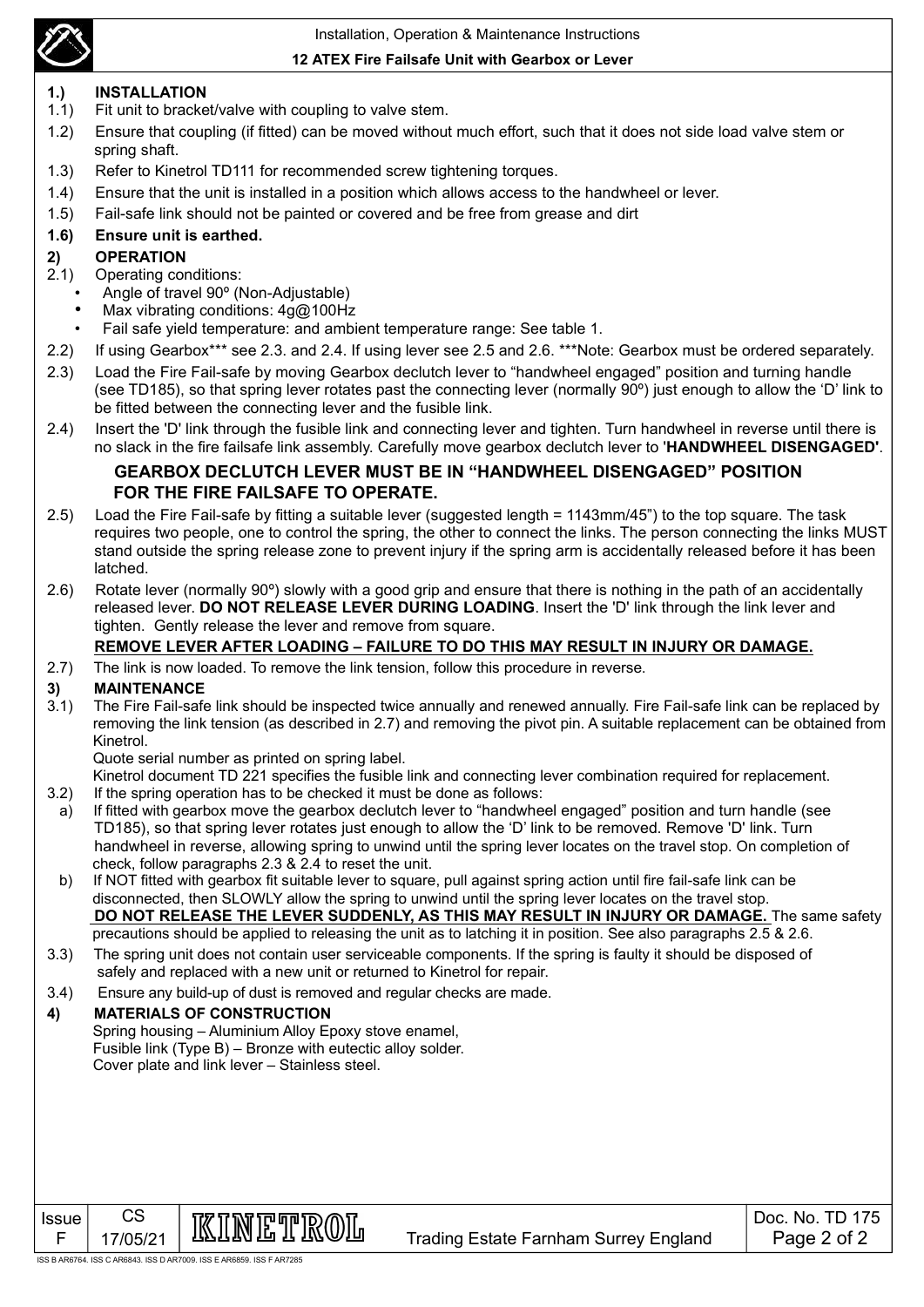## 1.) INSTALLATION

1.1) Fit unit to bracket/valve with coupling to valve stem.

1.2) Ensure that coupling (if fitted) can be moved without much effort, such that it does not side load valve stem or spring shaft.

1.3) Refer to Kinetrol TD111 for recommended screw tightening torques.

1.4) Ensure that the unit is installed in a position which allows access to the handwheel or lever.

1.5) Fail-safe link should not be painted or covered and be free from grease and dirt

**1.6) Ensure unit is earthed.**

## 2) OPERATION

2.1) Operating conditions:

- Angle of travel 90º (Non-Adjustable)
- Max vibrating conditions: 4g@100Hz
- Fail safe yield temperature: and ambient temperature range: See table 1.

2.2) If using Gearbox*** see 2.3. and 2.4. If using lever see 2.5 and 2.6. ***Note: Gearbox must be ordered separately.

2.3) Load the Fire Fail-safe by moving Gearbox declutch lever to "handwheel engaged" position and turning handle (see TD185), so that spring lever rotates past the connecting lever (normally 90º) just enough to allow the 'D' link to be fitted between the connecting lever and the fusible link.

2.4) Insert the 'D' link through the fusible link and connecting lever and tighten. Turn handwheel in reverse until there is no slack in the fire failsafe link assembly. Carefully move gearbox declutch lever to '**HANDWHEEL DISENGAGED'**.

**GEARBOX DECLUTCH LEVER MUST BE IN "HANDWHEEL DISENGAGED" POSITION FOR THE FIRE FAILSAFE TO OPERATE.**

2.5) Load the Fire Fail-safe by fitting a suitable lever (suggested length = 1143mm/45") to the top square. The task requires two people, one to control the spring, the other to connect the links. The person connecting the links MUST stand outside the spring release zone to prevent injury if the spring arm is accidentally released before it has been latched.

2.6) Rotate lever (normally 90º) slowly with a good grip and ensure that there is nothing in the path of an accidentally released lever. **DO NOT RELEASE LEVER DURING LOADING**. Insert the 'D' link through the link lever and tighten. Gently release the lever and remove from square.

**REMOVE LEVER AFTER LOADING – FAILURE TO DO THIS MAY RESULT IN INJURY OR DAMAGE.**

2.7) The link is now loaded. To remove the link tension, follow this procedure in reverse.

## 3) MAINTENANCE

3.1) The Fire Fail-safe link should be inspected twice annually and renewed annually. Fire Fail-safe link can be replaced by removing the link tension (as described in 2.7) and removing the pivot pin. A suitable replacement can be obtained from Kinetrol.
Quote serial number as printed on spring label.
Kinetrol document TD 221 specifies the fusible link and connecting lever combination required for replacement.

3.2) If the spring operation has to be checked it must be done as follows:

a) If fitted with gearbox move the gearbox declutch lever to "handwheel engaged" position and turn handle (see TD185), so that spring lever rotates just enough to allow the 'D' link to be removed. Remove 'D' link. Turn handwheel in reverse, allowing spring to unwind until the spring lever locates on the travel stop. On completion of check, follow paragraphs 2.3 & 2.4 to reset the unit.

b) If NOT fitted with gearbox fit suitable lever to square, pull against spring action until fire fail-safe link can be disconnected, then SLOWLY allow the spring to unwind until the spring lever locates on the travel stop. **DO NOT RELEASE THE LEVER SUDDENLY, AS THIS MAY RESULT IN INJURY OR DAMAGE.** The same safety precautions should be applied to releasing the unit as to latching it in position. See also paragraphs 2.5 & 2.6.

3.3) The spring unit does not contain user serviceable components. If the spring is faulty it should be disposed of safely and replaced with a new unit or returned to Kinetrol for repair.

3.4) Ensure any build-up of dust is removed and regular checks are made.

## 4) MATERIALS OF CONSTRUCTION

Spring housing – Aluminium Alloy Epoxy stove enamel,
Fusible link (Type B) – Bronze with eutectic alloy solder.
Cover plate and link lever – Stainless steel.